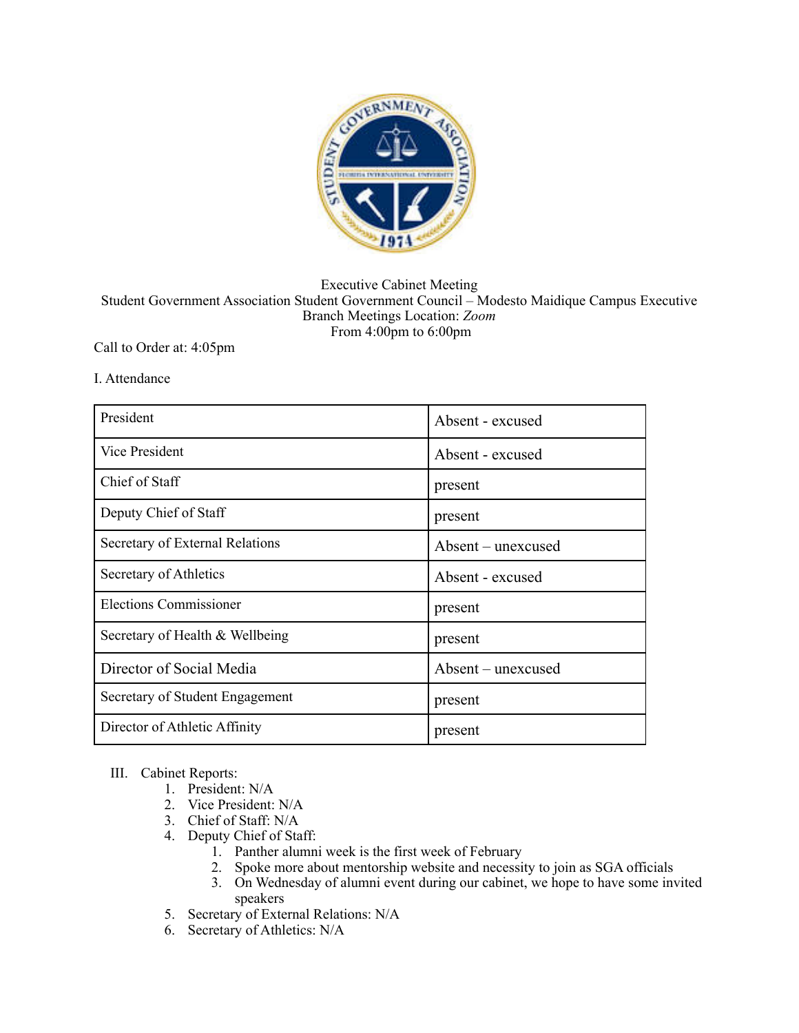Executive Cabinet Meeting
Student Government Association Student Government Council – Modesto Maidique Campus Executive Branch Meetings Location: *Zoom*
From 4:00pm to 6:00pm

Call to Order at: 4:05pm

I. Attendance

| President | Absent - excused |
|---|---|
| Vice President | Absent - excused |
| Chief of Staff | present |
| Deputy Chief of Staff | present |
| Secretary of External Relations | Absent – unexcused |
| Secretary of Athletics | Absent - excused |
| Elections Commissioner | present |
| Secretary of Health & Wellbeing | present |
| Director of Social Media | Absent – unexcused |
| Secretary of Student Engagement | present |
| Director of Athletic Affinity | present |

III. Cabinet Reports:
1. President: N/A
2. Vice President: N/A
3. Chief of Staff: N/A
4. Deputy Chief of Staff:
    1. Panther alumni week is the first week of February
    2. Spoke more about mentorship website and necessity to join as SGA officials
    3. On Wednesday of alumni event during our cabinet, we hope to have some invited speakers
5. Secretary of External Relations: N/A
6. Secretary of Athletics: N/A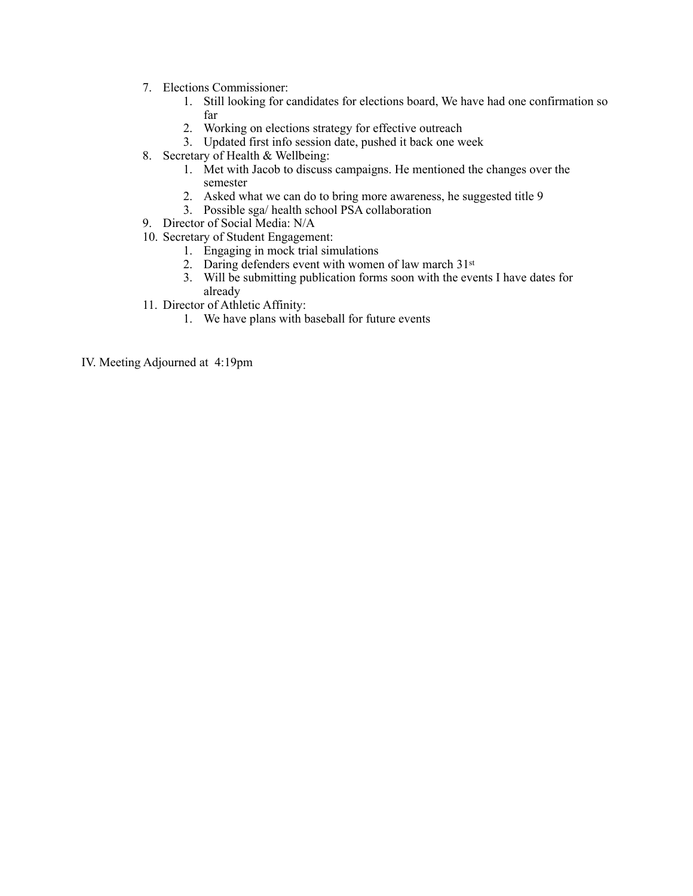7. Elections Commissioner:
    1. Still looking for candidates for elections board, We have had one confirmation so far
    2. Working on elections strategy for effective outreach
    3. Updated first info session date, pushed it back one week
8. Secretary of Health & Wellbeing:
    1. Met with Jacob to discuss campaigns. He mentioned the changes over the semester
    2. Asked what we can do to bring more awareness, he suggested title 9
    3. Possible sga/ health school PSA collaboration
9. Director of Social Media: N/A
10. Secretary of Student Engagement:
    1. Engaging in mock trial simulations
    2. Daring defenders event with women of law march 31st
    3. Will be submitting publication forms soon with the events I have dates for already
11. Director of Athletic Affinity:
    1. We have plans with baseball for future events

IV. Meeting Adjourned at 4:19pm